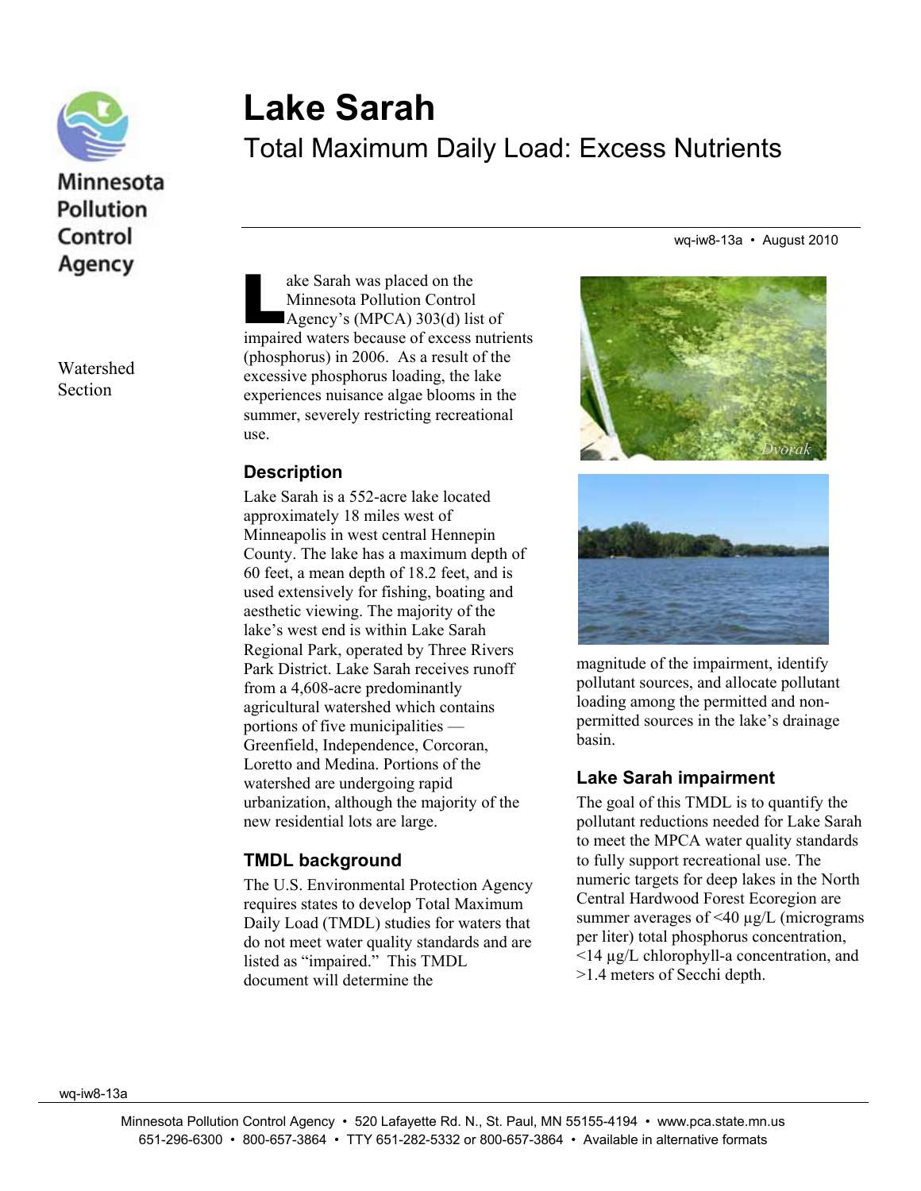# Lake Sarah

## Total Maximum Daily Load: Excess Nutrients

Minnesota Pollution Control Agency

Watershed Section

wq-iw8-13a • August 2010

Lake Sarah was placed on the Minnesota Pollution Control Agency's (MPCA) 303(d) list of impaired waters because of excess nutrients (phosphorus) in 2006. As a result of the excessive phosphorus loading, the lake experiences nuisance algae blooms in the summer, severely restricting recreational use.

### Description

Lake Sarah is a 552-acre lake located approximately 18 miles west of Minneapolis in west central Hennepin County. The lake has a maximum depth of 60 feet, a mean depth of 18.2 feet, and is used extensively for fishing, boating and aesthetic viewing. The majority of the lake's west end is within Lake Sarah Regional Park, operated by Three Rivers Park District. Lake Sarah receives runoff from a 4,608-acre predominantly agricultural watershed which contains portions of five municipalities — Greenfield, Independence, Corcoran, Loretto and Medina. Portions of the watershed are undergoing rapid urbanization, although the majority of the new residential lots are large.

### TMDL background

The U.S. Environmental Protection Agency requires states to develop Total Maximum Daily Load (TMDL) studies for waters that do not meet water quality standards and are listed as "impaired." This TMDL document will determine the magnitude of the impairment, identify pollutant sources, and allocate pollutant loading among the permitted and non-permitted sources in the lake's drainage basin.

### Lake Sarah impairment

The goal of this TMDL is to quantify the pollutant reductions needed for Lake Sarah to meet the MPCA water quality standards to fully support recreational use. The numeric targets for deep lakes in the North Central Hardwood Forest Ecoregion are summer averages of <40 µg/L (micrograms per liter) total phosphorus concentration, <14 µg/L chlorophyll-a concentration, and >1.4 meters of Secchi depth.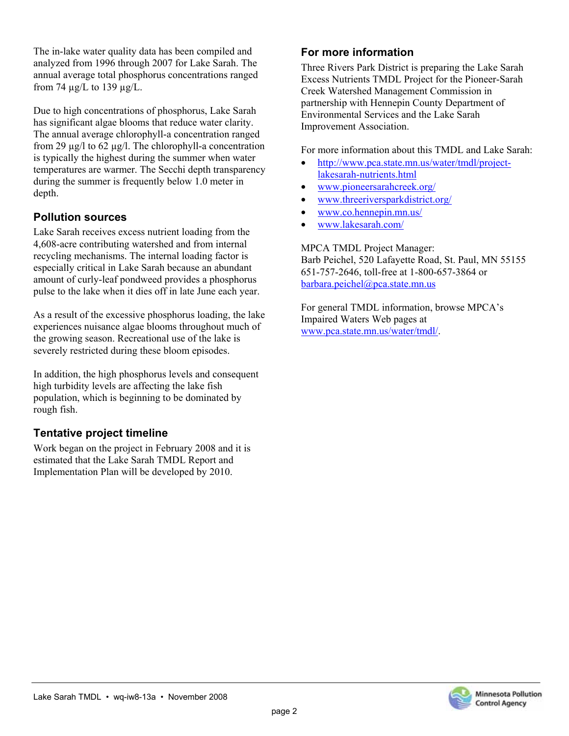The in-lake water quality data has been compiled and analyzed from 1996 through 2007 for Lake Sarah. The annual average total phosphorus concentrations ranged from 74 µg/L to 139 µg/L.

Due to high concentrations of phosphorus, Lake Sarah has significant algae blooms that reduce water clarity. The annual average chlorophyll-a concentration ranged from 29 µg/l to 62 µg/l. The chlorophyll-a concentration is typically the highest during the summer when water temperatures are warmer. The Secchi depth transparency during the summer is frequently below 1.0 meter in depth.

## Pollution sources

Lake Sarah receives excess nutrient loading from the 4,608-acre contributing watershed and from internal recycling mechanisms. The internal loading factor is especially critical in Lake Sarah because an abundant amount of curly-leaf pondweed provides a phosphorus pulse to the lake when it dies off in late June each year.

As a result of the excessive phosphorus loading, the lake experiences nuisance algae blooms throughout much of the growing season. Recreational use of the lake is severely restricted during these bloom episodes.

In addition, the high phosphorus levels and consequent high turbidity levels are affecting the lake fish population, which is beginning to be dominated by rough fish.

## Tentative project timeline

Work began on the project in February 2008 and it is estimated that the Lake Sarah TMDL Report and Implementation Plan will be developed by 2010.

## For more information

Three Rivers Park District is preparing the Lake Sarah Excess Nutrients TMDL Project for the Pioneer-Sarah Creek Watershed Management Commission in partnership with Hennepin County Department of Environmental Services and the Lake Sarah Improvement Association.

For more information about this TMDL and Lake Sarah:

- http://www.pca.state.mn.us/water/tmdl/project-lakesarah-nutrients.html
- www.pioneersarahcreek.org/
- www.threeriversparkdistrict.org/
- www.co.hennepin.mn.us/
- www.lakesarah.com/

MPCA TMDL Project Manager:
Barb Peichel, 520 Lafayette Road, St. Paul, MN 55155
651-757-2646, toll-free at 1-800-657-3864 or
barbara.peichel@pca.state.mn.us

For general TMDL information, browse MPCA's Impaired Waters Web pages at www.pca.state.mn.us/water/tmdl/.

Lake Sarah TMDL • wq-iw8-13a • November 2008